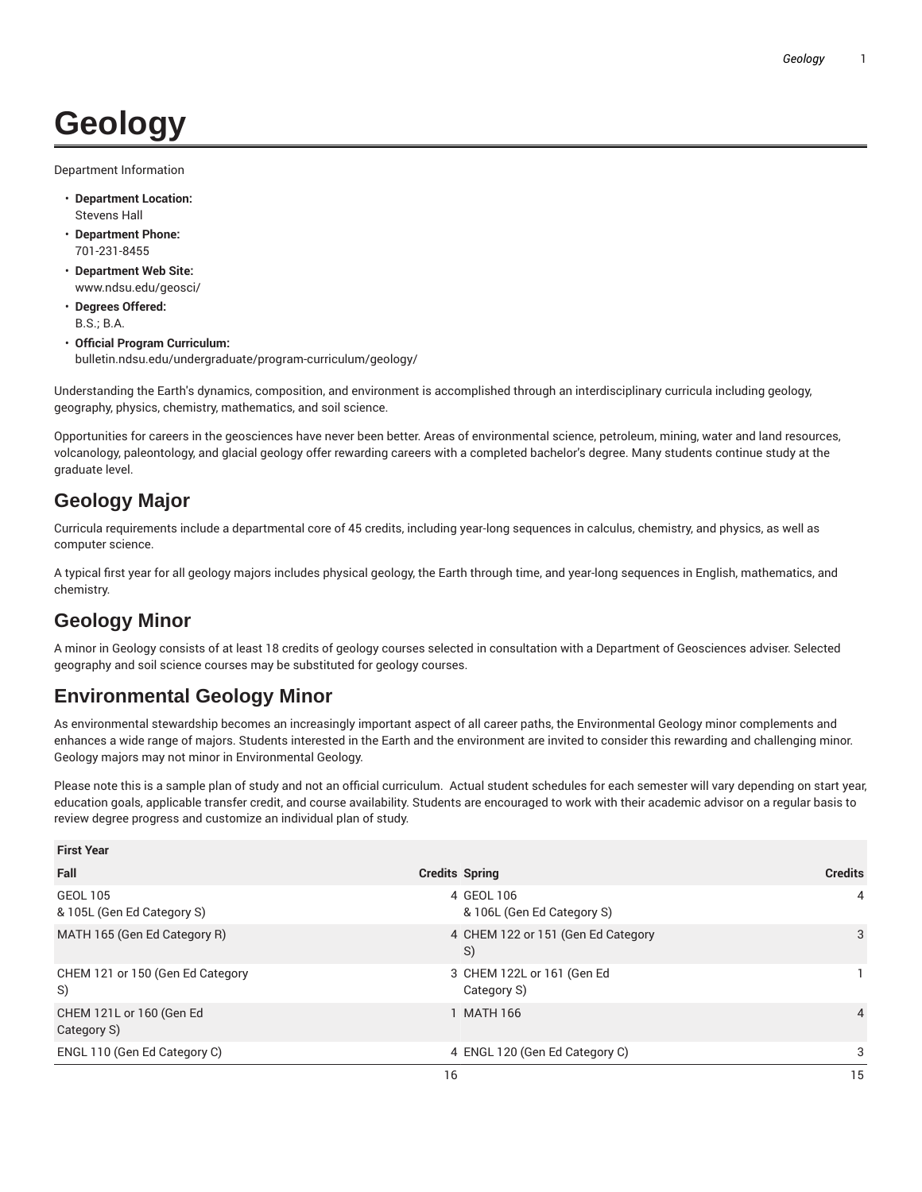# Geology

Department Information

- **Department Location:**
  Stevens Hall
- **Department Phone:**
  701-231-8455
- **Department Web Site:**
  www.ndsu.edu/geosci/
- **Degrees Offered:**
  B.S.; B.A.
- **Official Program Curriculum:**
  bulletin.ndsu.edu/undergraduate/program-curriculum/geology/

Understanding the Earth's dynamics, composition, and environment is accomplished through an interdisciplinary curricula including geology, geography, physics, chemistry, mathematics, and soil science.

Opportunities for careers in the geosciences have never been better. Areas of environmental science, petroleum, mining, water and land resources, volcanology, paleontology, and glacial geology offer rewarding careers with a completed bachelor's degree. Many students continue study at the graduate level.

## Geology Major

Curricula requirements include a departmental core of 45 credits, including year-long sequences in calculus, chemistry, and physics, as well as computer science.

A typical first year for all geology majors includes physical geology, the Earth through time, and year-long sequences in English, mathematics, and chemistry.

## Geology Minor

A minor in Geology consists of at least 18 credits of geology courses selected in consultation with a Department of Geosciences adviser. Selected geography and soil science courses may be substituted for geology courses.

## Environmental Geology Minor

As environmental stewardship becomes an increasingly important aspect of all career paths, the Environmental Geology minor complements and enhances a wide range of majors. Students interested in the Earth and the environment are invited to consider this rewarding and challenging minor. Geology majors may not minor in Environmental Geology.

Please note this is a sample plan of study and not an official curriculum. Actual student schedules for each semester will vary depending on start year, education goals, applicable transfer credit, and course availability. Students are encouraged to work with their academic advisor on a regular basis to review degree progress and customize an individual plan of study.

| First Year | | | |
|---|---|---|---|
| **Fall** | **Credits** | **Spring** | **Credits** |
| GEOL 105 & 105L (Gen Ed Category S) | 4 | GEOL 106 & 106L (Gen Ed Category S) | 4 |
| MATH 165 (Gen Ed Category R) | 4 | CHEM 122 or 151 (Gen Ed Category S) | 3 |
| CHEM 121 or 150 (Gen Ed Category S) | 3 | CHEM 122L or 161 (Gen Ed Category S) | 1 |
| CHEM 121L or 160 (Gen Ed Category S) | 1 | MATH 166 | 4 |
| ENGL 110 (Gen Ed Category C) | 4 | ENGL 120 (Gen Ed Category C) | 3 |
| | 16 | | 15 |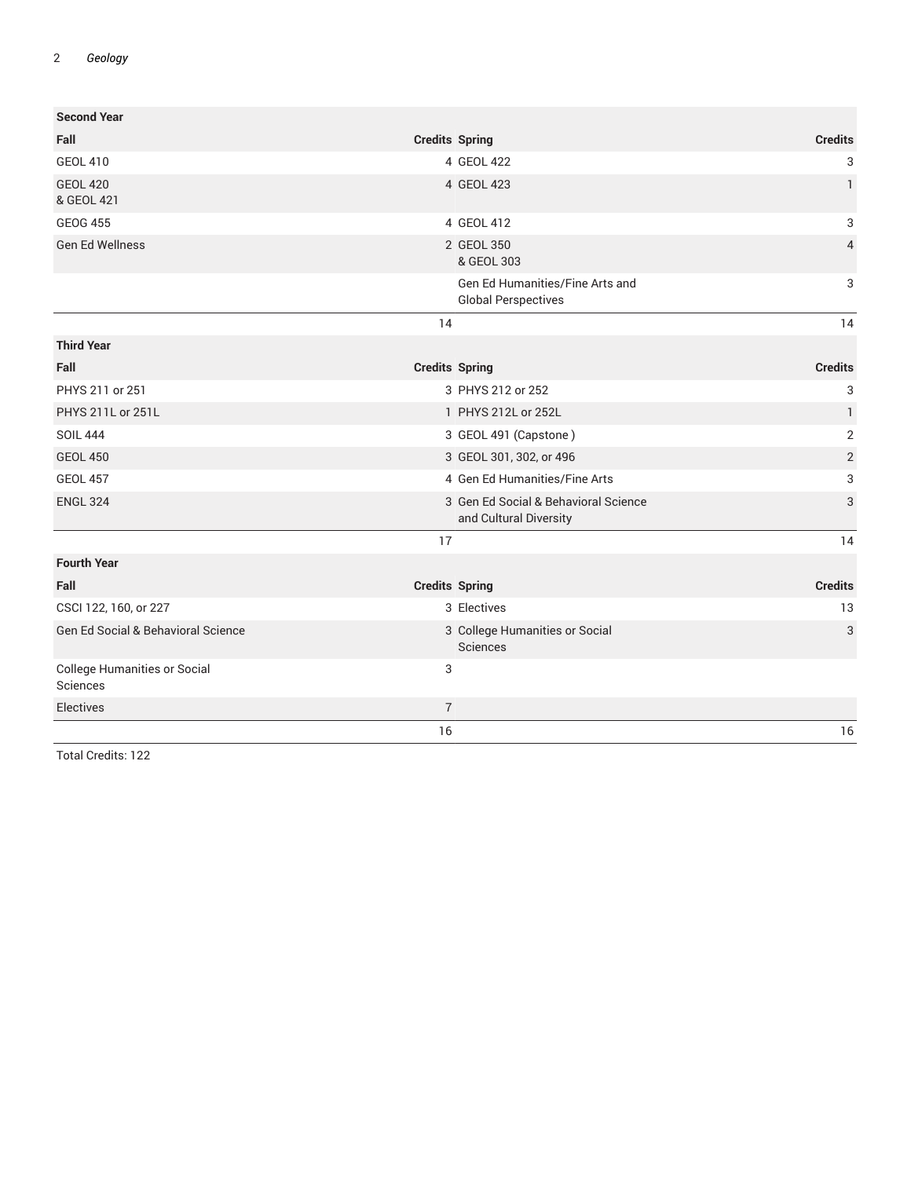| Second Year | | | |
|---|---|---|---|
| Fall | Credits | Spring | Credits |
| GEOL 410 | 4 | GEOL 422 | 3 |
| GEOL 420 & GEOL 421 | 4 | GEOL 423 | 1 |
| GEOG 455 | 4 | GEOL 412 | 3 |
| Gen Ed Wellness | 2 | GEOL 350 & GEOL 303 | 4 |
| | | Gen Ed Humanities/Fine Arts and Global Perspectives | 3 |
| | 14 | | 14 |
| **Third Year** | | | |
| Fall | Credits | Spring | Credits |
| PHYS 211 or 251 | 3 | PHYS 212 or 252 | 3 |
| PHYS 211L or 251L | 1 | PHYS 212L or 252L | 1 |
| SOIL 444 | 3 | GEOL 491 (Capstone ) | 2 |
| GEOL 450 | 3 | GEOL 301, 302, or 496 | 2 |
| GEOL 457 | 4 | Gen Ed Humanities/Fine Arts | 3 |
| ENGL 324 | 3 | Gen Ed Social & Behavioral Science and Cultural Diversity | 3 |
| | 17 | | 14 |
| **Fourth Year** | | | |
| Fall | Credits | Spring | Credits |
| CSCI 122, 160, or 227 | 3 | Electives | 13 |
| Gen Ed Social & Behavioral Science | 3 | College Humanities or Social Sciences | 3 |
| College Humanities or Social Sciences | 3 | | |
| Electives | 7 | | |
| | 16 | | 16 |

Total Credits: 122